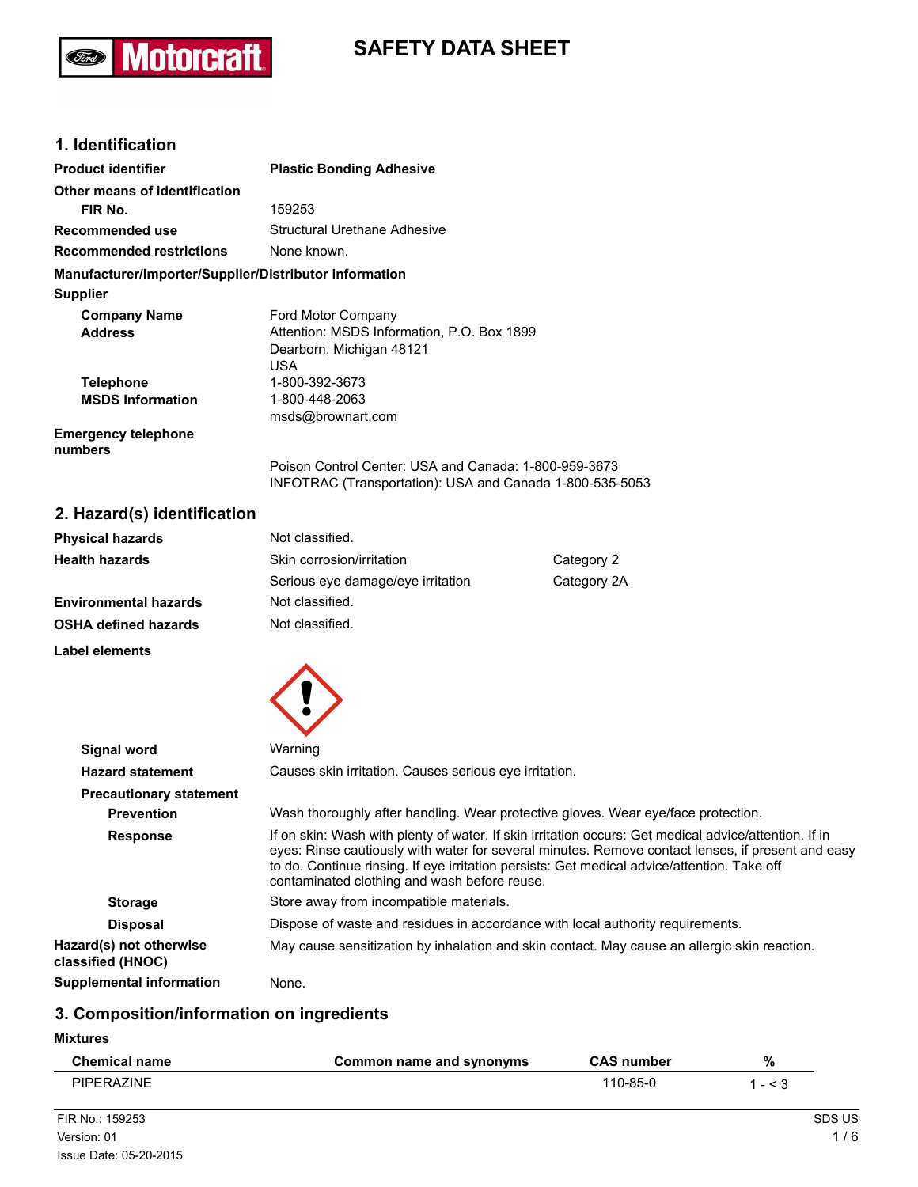# SAFETY DATA SHEET

## 1. Identification

| | |
|---|---|
| **Product identifier** | **Plastic Bonding Adhesive** |
| **Other means of identification** | |
| **FIR No.** | 159253 |
| **Recommended use** | Structural Urethane Adhesive |
| **Recommended restrictions** | None known. |

**Manufacturer/Importer/Supplier/Distributor information**

**Supplier**

| | |
|---|---|
| **Company Name** | Ford Motor Company |
| **Address** | Attention: MSDS Information, P.O. Box 1899<br>Dearborn, Michigan 48121<br>USA |
| **Telephone** | 1-800-392-3673 |
| **MSDS Information** | 1-800-448-2063<br>msds@brownart.com |
| **Emergency telephone numbers** | Poison Control Center: USA and Canada: 1-800-959-3673<br>INFOTRAC (Transportation): USA and Canada 1-800-535-5053 |

## 2. Hazard(s) identification

| | | |
|---|---|---|
| **Physical hazards** | Not classified. | |
| **Health hazards** | Skin corrosion/irritation | Category 2 |
| | Serious eye damage/eye irritation | Category 2A |
| **Environmental hazards** | Not classified. | |
| **OSHA defined hazards** | Not classified. | |

**Label elements**

**Signal word** Warning

**Hazard statement** Causes skin irritation. Causes serious eye irritation.

**Precautionary statement**

**Prevention** Wash thoroughly after handling. Wear protective gloves. Wear eye/face protection.

**Response** If on skin: Wash with plenty of water. If skin irritation occurs: Get medical advice/attention. If in eyes: Rinse cautiously with water for several minutes. Remove contact lenses, if present and easy to do. Continue rinsing. If eye irritation persists: Get medical advice/attention. Take off contaminated clothing and wash before reuse.

**Storage** Store away from incompatible materials.

**Disposal** Dispose of waste and residues in accordance with local authority requirements.

**Hazard(s) not otherwise classified (HNOC)** May cause sensitization by inhalation and skin contact. May cause an allergic skin reaction.

**Supplemental information** None.

## 3. Composition/information on ingredients

**Mixtures**

| Chemical name | Common name and synonyms | CAS number | % |
|---|---|---|---|
| PIPERAZINE | | 110-85-0 | 1 - < 3 |

FIR No.: 159253
Version: 01
Issue Date: 05-20-2015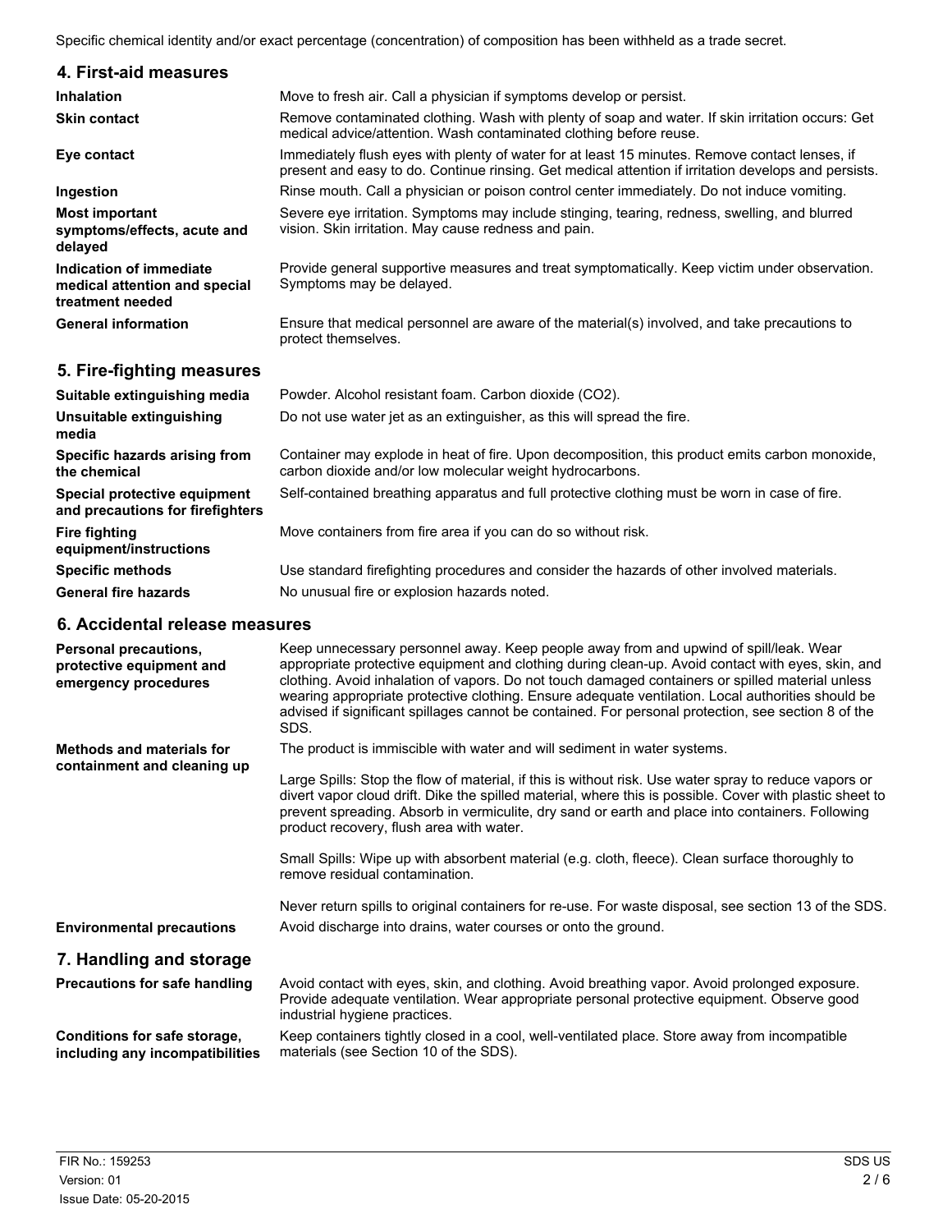Specific chemical identity and/or exact percentage (concentration) of composition has been withheld as a trade secret.

## 4. First-aid measures

**Inhalation**
Move to fresh air. Call a physician if symptoms develop or persist.

**Skin contact**
Remove contaminated clothing. Wash with plenty of soap and water. If skin irritation occurs: Get medical advice/attention. Wash contaminated clothing before reuse.

**Eye contact**
Immediately flush eyes with plenty of water for at least 15 minutes. Remove contact lenses, if present and easy to do. Continue rinsing. Get medical attention if irritation develops and persists.

**Ingestion**
Rinse mouth. Call a physician or poison control center immediately. Do not induce vomiting.

**Most important symptoms/effects, acute and delayed**
Severe eye irritation. Symptoms may include stinging, tearing, redness, swelling, and blurred vision. Skin irritation. May cause redness and pain.

**Indication of immediate medical attention and special treatment needed**
Provide general supportive measures and treat symptomatically. Keep victim under observation. Symptoms may be delayed.

**General information**
Ensure that medical personnel are aware of the material(s) involved, and take precautions to protect themselves.

## 5. Fire-fighting measures

**Suitable extinguishing media**
Powder. Alcohol resistant foam. Carbon dioxide ($CO_2$).

**Unsuitable extinguishing media**
Do not use water jet as an extinguisher, as this will spread the fire.

**Specific hazards arising from the chemical**
Container may explode in heat of fire. Upon decomposition, this product emits carbon monoxide, carbon dioxide and/or low molecular weight hydrocarbons.

**Special protective equipment and precautions for firefighters**
Self-contained breathing apparatus and full protective clothing must be worn in case of fire.

**Fire fighting equipment/instructions**
Move containers from fire area if you can do so without risk.

**Specific methods**
Use standard firefighting procedures and consider the hazards of other involved materials.

**General fire hazards**
No unusual fire or explosion hazards noted.

## 6. Accidental release measures

**Personal precautions, protective equipment and emergency procedures**
Keep unnecessary personnel away. Keep people away from and upwind of spill/leak. Wear appropriate protective equipment and clothing during clean-up. Avoid contact with eyes, skin, and clothing. Avoid inhalation of vapors. Do not touch damaged containers or spilled material unless wearing appropriate protective clothing. Ensure adequate ventilation. Local authorities should be advised if significant spillages cannot be contained. For personal protection, see section 8 of the SDS.

**Methods and materials for containment and cleaning up**
The product is immiscible with water and will sediment in water systems.

Large Spills: Stop the flow of material, if this is without risk. Use water spray to reduce vapors or divert vapor cloud drift. Dike the spilled material, where this is possible. Cover with plastic sheet to prevent spreading. Absorb in vermiculite, dry sand or earth and place into containers. Following product recovery, flush area with water.

Small Spills: Wipe up with absorbent material (e.g. cloth, fleece). Clean surface thoroughly to remove residual contamination.

Never return spills to original containers for re-use. For waste disposal, see section 13 of the SDS.

**Environmental precautions**
Avoid discharge into drains, water courses or onto the ground.

## 7. Handling and storage

**Precautions for safe handling**
Avoid contact with eyes, skin, and clothing. Avoid breathing vapor. Avoid prolonged exposure. Provide adequate ventilation. Wear appropriate personal protective equipment. Observe good industrial hygiene practices.

**Conditions for safe storage, including any incompatibilities**
Keep containers tightly closed in a cool, well-ventilated place. Store away from incompatible materials (see Section 10 of the SDS).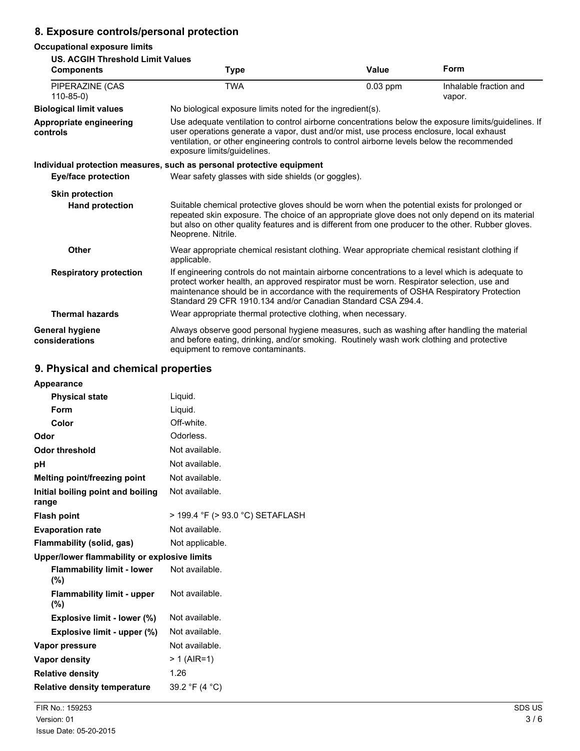## 8. Exposure controls/personal protection

### Occupational exposure limits

**US. ACGIH Threshold Limit Values**

| Components | Type | Value | Form |
|---|---|---|---|
| PIPERAZINE (CAS 110-85-0) | TWA | 0.03 ppm | Inhalable fraction and vapor. |

**Biological limit values**
No biological exposure limits noted for the ingredient(s).

**Appropriate engineering controls**
Use adequate ventilation to control airborne concentrations below the exposure limits/guidelines. If user operations generate a vapor, dust and/or mist, use process enclosure, local exhaust ventilation, or other engineering controls to control airborne levels below the recommended exposure limits/guidelines.

### Individual protection measures, such as personal protective equipment

**Eye/face protection**
Wear safety glasses with side shields (or goggles).

**Skin protection**

**Hand protection**
Suitable chemical protective gloves should be worn when the potential exists for prolonged or repeated skin exposure. The choice of an appropriate glove does not only depend on its material but also on other quality features and is different from one producer to the other. Rubber gloves. Neoprene. Nitrile.

**Other**
Wear appropriate chemical resistant clothing. Wear appropriate chemical resistant clothing if applicable.

**Respiratory protection**
If engineering controls do not maintain airborne concentrations to a level which is adequate to protect worker health, an approved respirator must be worn. Respirator selection, use and maintenance should be in accordance with the requirements of OSHA Respiratory Protection Standard 29 CFR 1910.134 and/or Canadian Standard CSA Z94.4.

**Thermal hazards**
Wear appropriate thermal protective clothing, when necessary.

**General hygiene considerations**
Always observe good personal hygiene measures, such as washing after handling the material and before eating, drinking, and/or smoking. Routinely wash work clothing and protective equipment to remove contaminants.

## 9. Physical and chemical properties

| Property | Value |
|---|---|
| **Appearance** | |
| **Physical state** | Liquid. |
| **Form** | Liquid. |
| **Color** | Off-white. |
| **Odor** | Odorless. |
| **Odor threshold** | Not available. |
| **pH** | Not available. |
| **Melting point/freezing point** | Not available. |
| **Initial boiling point and boiling range** | Not available. |
| **Flash point** | > 199.4 °F (> 93.0 °C) SETAFLASH |
| **Evaporation rate** | Not available. |
| **Flammability (solid, gas)** | Not applicable. |
| **Upper/lower flammability or explosive limits** | |
| **Flammability limit - lower (%)** | Not available. |
| **Flammability limit - upper (%)** | Not available. |
| **Explosive limit - lower (%)** | Not available. |
| **Explosive limit - upper (%)** | Not available. |
| **Vapor pressure** | Not available. |
| **Vapor density** | > 1 (AIR=1) |
| **Relative density** | 1.26 |
| **Relative density temperature** | 39.2 °F (4 °C) |

FIR No.: 159253
Version: 01
Issue Date: 05-20-2015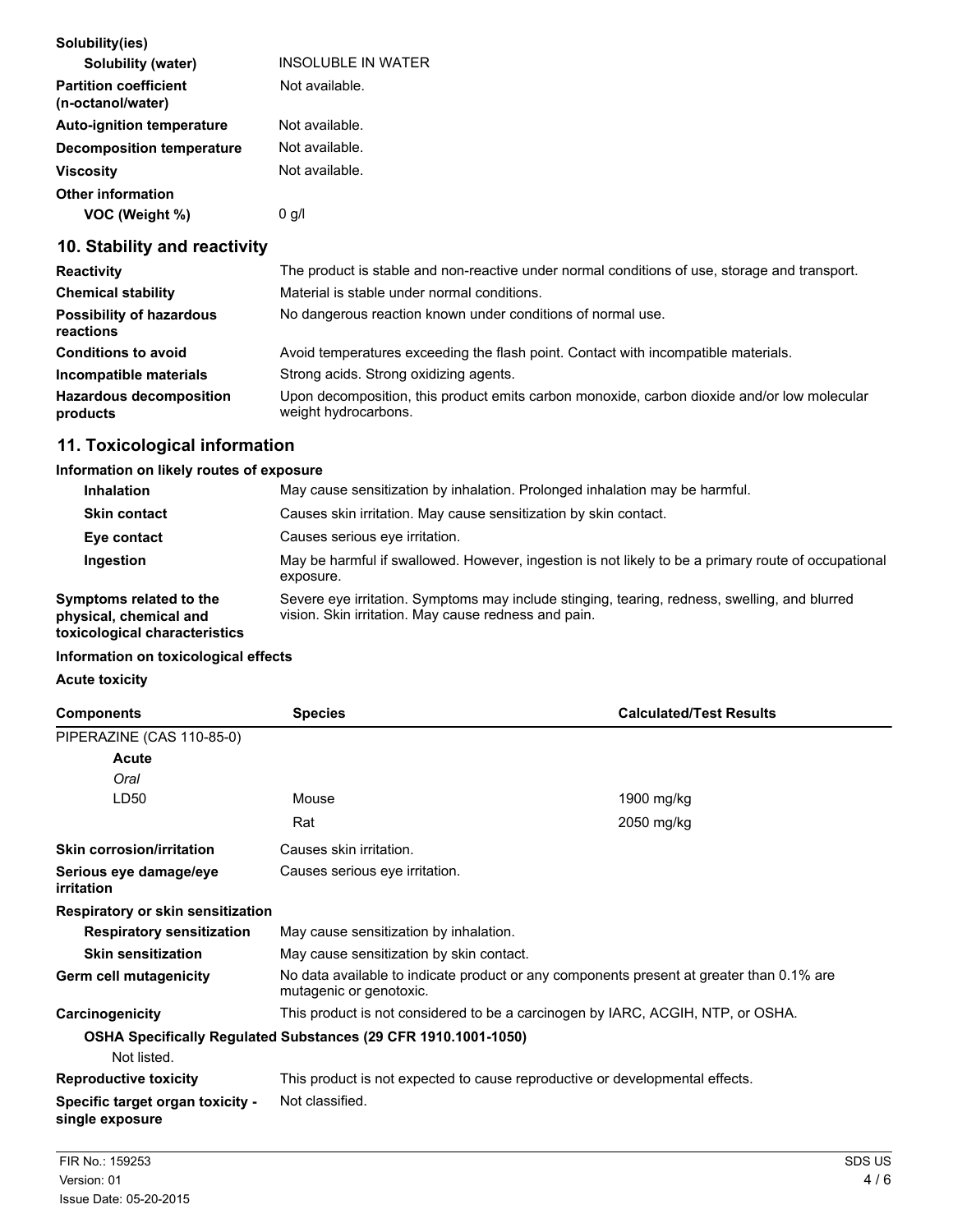**Solubility(ies)**

| | |
|---|---|
| **Solubility (water)** | INSOLUBLE IN WATER |
| **Partition coefficient (n-octanol/water)** | Not available. |
| **Auto-ignition temperature** | Not available. |
| **Decomposition temperature** | Not available. |
| **Viscosity** | Not available. |

**Other information**

| | |
|---|---|
| **VOC (Weight %)** | 0 g/l |

## 10. Stability and reactivity

| | |
|---|---|
| **Reactivity** | The product is stable and non-reactive under normal conditions of use, storage and transport. |
| **Chemical stability** | Material is stable under normal conditions. |
| **Possibility of hazardous reactions** | No dangerous reaction known under conditions of normal use. |
| **Conditions to avoid** | Avoid temperatures exceeding the flash point. Contact with incompatible materials. |
| **Incompatible materials** | Strong acids. Strong oxidizing agents. |
| **Hazardous decomposition products** | Upon decomposition, this product emits carbon monoxide, carbon dioxide and/or low molecular weight hydrocarbons. |

## 11. Toxicological information

**Information on likely routes of exposure**

| | |
|---|---|
| **Inhalation** | May cause sensitization by inhalation. Prolonged inhalation may be harmful. |
| **Skin contact** | Causes skin irritation. May cause sensitization by skin contact. |
| **Eye contact** | Causes serious eye irritation. |
| **Ingestion** | May be harmful if swallowed. However, ingestion is not likely to be a primary route of occupational exposure. |
| **Symptoms related to the physical, chemical and toxicological characteristics** | Severe eye irritation. Symptoms may include stinging, tearing, redness, swelling, and blurred vision. Skin irritation. May cause redness and pain. |

**Information on toxicological effects**

**Acute toxicity**

| Components | Species | Calculated/Test Results |
|---|---|---|
| PIPERAZINE (CAS 110-85-0) | | |
| **Acute** | | |
| *Oral* | | |
| LD50 | Mouse | 1900 mg/kg |
| | Rat | 2050 mg/kg |

| | |
|---|---|
| **Skin corrosion/irritation** | Causes skin irritation. |
| **Serious eye damage/eye irritation** | Causes serious eye irritation. |

**Respiratory or skin sensitization**

| | |
|---|---|
| **Respiratory sensitization** | May cause sensitization by inhalation. |
| **Skin sensitization** | May cause sensitization by skin contact. |
| **Germ cell mutagenicity** | No data available to indicate product or any components present at greater than 0.1% are mutagenic or genotoxic. |
| **Carcinogenicity** | This product is not considered to be a carcinogen by IARC, ACGIH, NTP, or OSHA. |

**OSHA Specifically Regulated Substances (29 CFR 1910.1001-1050)**

Not listed.

| | |
|---|---|
| **Reproductive toxicity** | This product is not expected to cause reproductive or developmental effects. |
| **Specific target organ toxicity - single exposure** | Not classified. |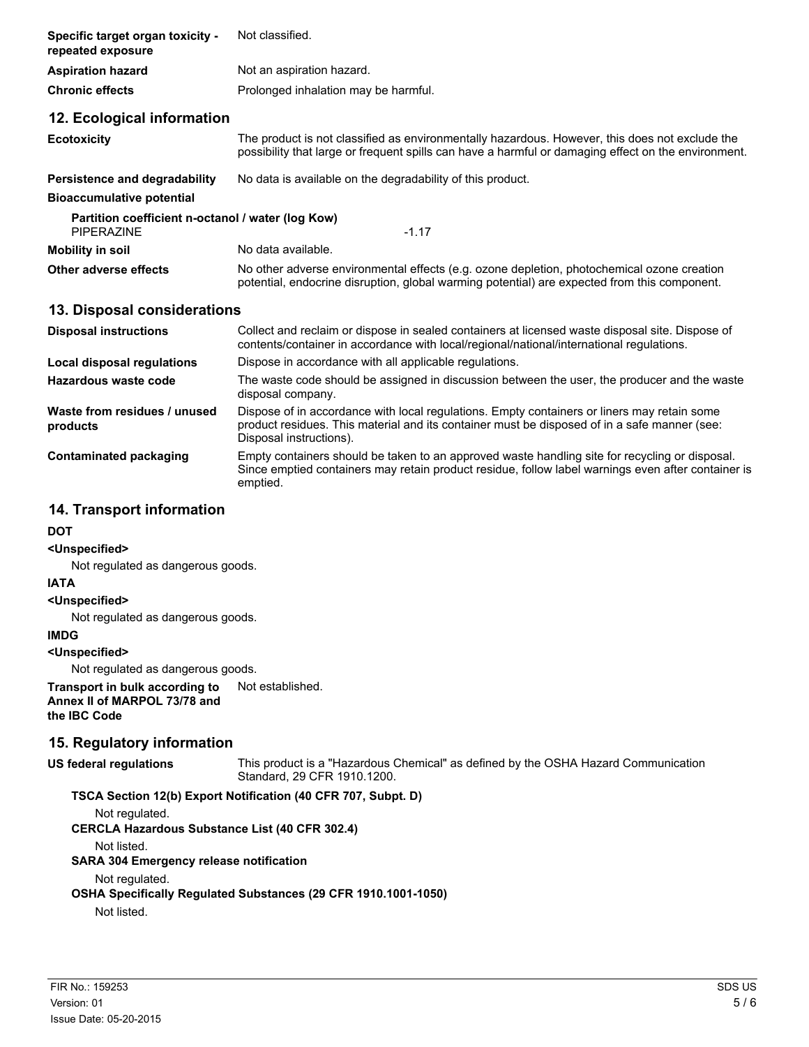| | |
|---|---|
| **Specific target organ toxicity - repeated exposure** | Not classified. |
| **Aspiration hazard** | Not an aspiration hazard. |
| **Chronic effects** | Prolonged inhalation may be harmful. |

## 12. Ecological information

| | |
|---|---|
| **Ecotoxicity** | The product is not classified as environmentally hazardous. However, this does not exclude the possibility that large or frequent spills can have a harmful or damaging effect on the environment. |
| **Persistence and degradability** | No data is available on the degradability of this product. |
| **Bioaccumulative potential** | |

**Partition coefficient n-octanol / water (log Kow)**

| | |
|---|---|
| PIPERAZINE | -1.17 |

| | |
|---|---|
| **Mobility in soil** | No data available. |
| **Other adverse effects** | No other adverse environmental effects (e.g. ozone depletion, photochemical ozone creation potential, endocrine disruption, global warming potential) are expected from this component. |

## 13. Disposal considerations

| | |
|---|---|
| **Disposal instructions** | Collect and reclaim or dispose in sealed containers at licensed waste disposal site. Dispose of contents/container in accordance with local/regional/national/international regulations. |
| **Local disposal regulations** | Dispose in accordance with all applicable regulations. |
| **Hazardous waste code** | The waste code should be assigned in discussion between the user, the producer and the waste disposal company. |
| **Waste from residues / unused products** | Dispose of in accordance with local regulations. Empty containers or liners may retain some product residues. This material and its container must be disposed of in a safe manner (see: Disposal instructions). |
| **Contaminated packaging** | Empty containers should be taken to an approved waste handling site for recycling or disposal. Since emptied containers may retain product residue, follow label warnings even after container is emptied. |

## 14. Transport information

**DOT**

**<Unspecified>**

Not regulated as dangerous goods.

**IATA**

**<Unspecified>**

Not regulated as dangerous goods.

**IMDG**

**<Unspecified>**

Not regulated as dangerous goods.

| | |
|---|---|
| **Transport in bulk according to Annex II of MARPOL 73/78 and the IBC Code** | Not established. |

## 15. Regulatory information

| | |
|---|---|
| **US federal regulations** | This product is a "Hazardous Chemical" as defined by the OSHA Hazard Communication Standard, 29 CFR 1910.1200. |

**TSCA Section 12(b) Export Notification (40 CFR 707, Subpt. D)**

Not regulated.

**CERCLA Hazardous Substance List (40 CFR 302.4)**

Not listed.

**SARA 304 Emergency release notification**

Not regulated.

**OSHA Specifically Regulated Substances (29 CFR 1910.1001-1050)**

Not listed.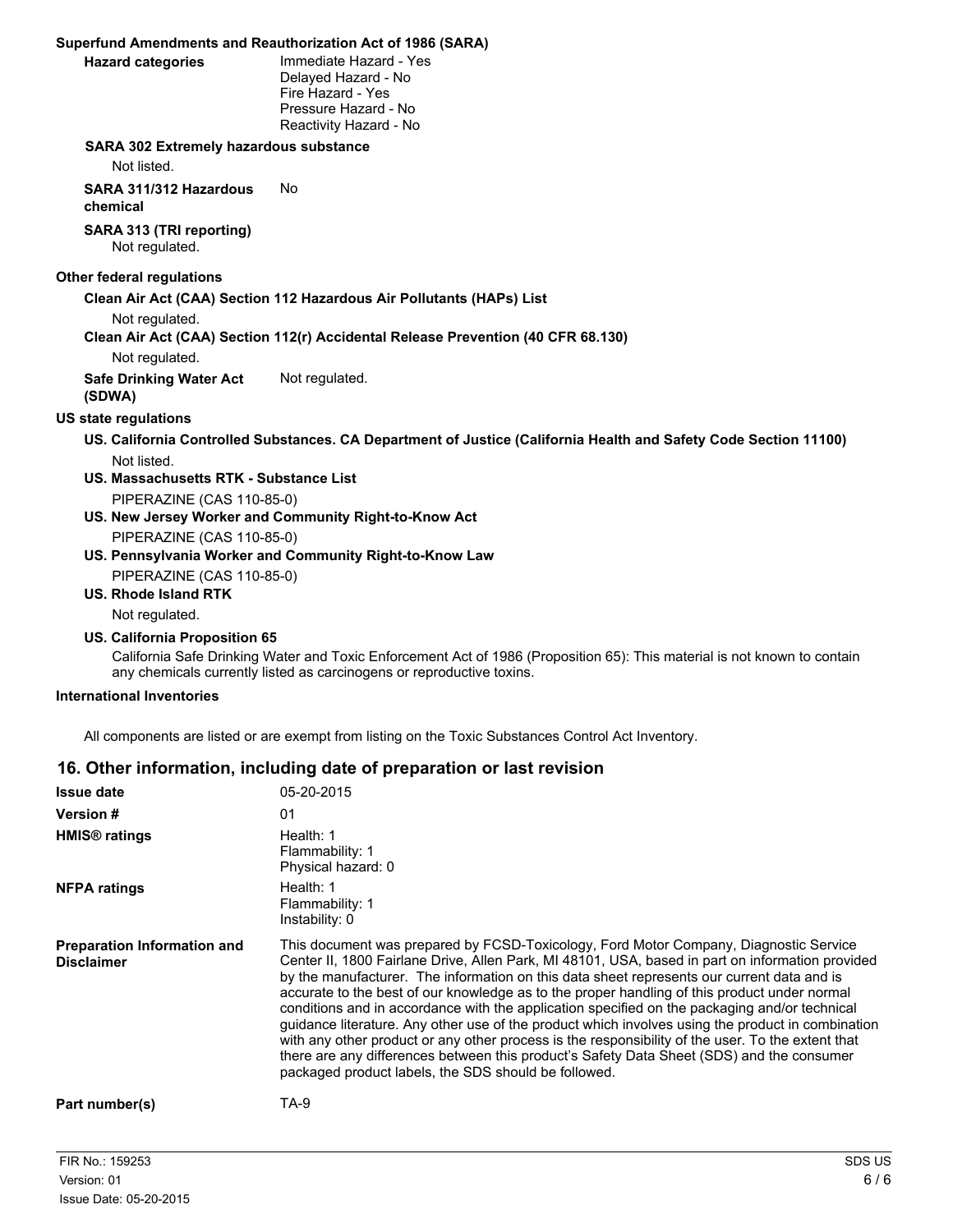**Superfund Amendments and Reauthorization Act of 1986 (SARA)**

**Hazard categories**

Immediate Hazard - Yes
Delayed Hazard - No
Fire Hazard - Yes
Pressure Hazard - No
Reactivity Hazard - No

**SARA 302 Extremely hazardous substance**

Not listed.

**SARA 311/312 Hazardous chemical** No

**SARA 313 (TRI reporting)**

Not regulated.

**Other federal regulations**

**Clean Air Act (CAA) Section 112 Hazardous Air Pollutants (HAPs) List**

Not regulated.

**Clean Air Act (CAA) Section 112(r) Accidental Release Prevention (40 CFR 68.130)**

Not regulated.

**Safe Drinking Water Act (SDWA)** Not regulated.

**US state regulations**

**US. California Controlled Substances. CA Department of Justice (California Health and Safety Code Section 11100)**

Not listed.

**US. Massachusetts RTK - Substance List**

PIPERAZINE (CAS 110-85-0)

**US. New Jersey Worker and Community Right-to-Know Act**

PIPERAZINE (CAS 110-85-0)

**US. Pennsylvania Worker and Community Right-to-Know Law**

PIPERAZINE (CAS 110-85-0)

**US. Rhode Island RTK**

Not regulated.

**US. California Proposition 65**

California Safe Drinking Water and Toxic Enforcement Act of 1986 (Proposition 65): This material is not known to contain any chemicals currently listed as carcinogens or reproductive toxins.

**International Inventories**

All components are listed or are exempt from listing on the Toxic Substances Control Act Inventory.

## 16. Other information, including date of preparation or last revision

**Issue date** 05-20-2015

**Version #** 01

**HMIS® ratings**

Health: 1
Flammability: 1
Physical hazard: 0

**NFPA ratings**

Health: 1
Flammability: 1
Instability: 0

**Preparation Information and Disclaimer**

This document was prepared by FCSD-Toxicology, Ford Motor Company, Diagnostic Service Center II, 1800 Fairlane Drive, Allen Park, MI 48101, USA, based in part on information provided by the manufacturer. The information on this data sheet represents our current data and is accurate to the best of our knowledge as to the proper handling of this product under normal conditions and in accordance with the application specified on the packaging and/or technical guidance literature. Any other use of the product which involves using the product in combination with any other product or any other process is the responsibility of the user. To the extent that there are any differences between this product's Safety Data Sheet (SDS) and the consumer packaged product labels, the SDS should be followed.

**Part number(s)** TA-9